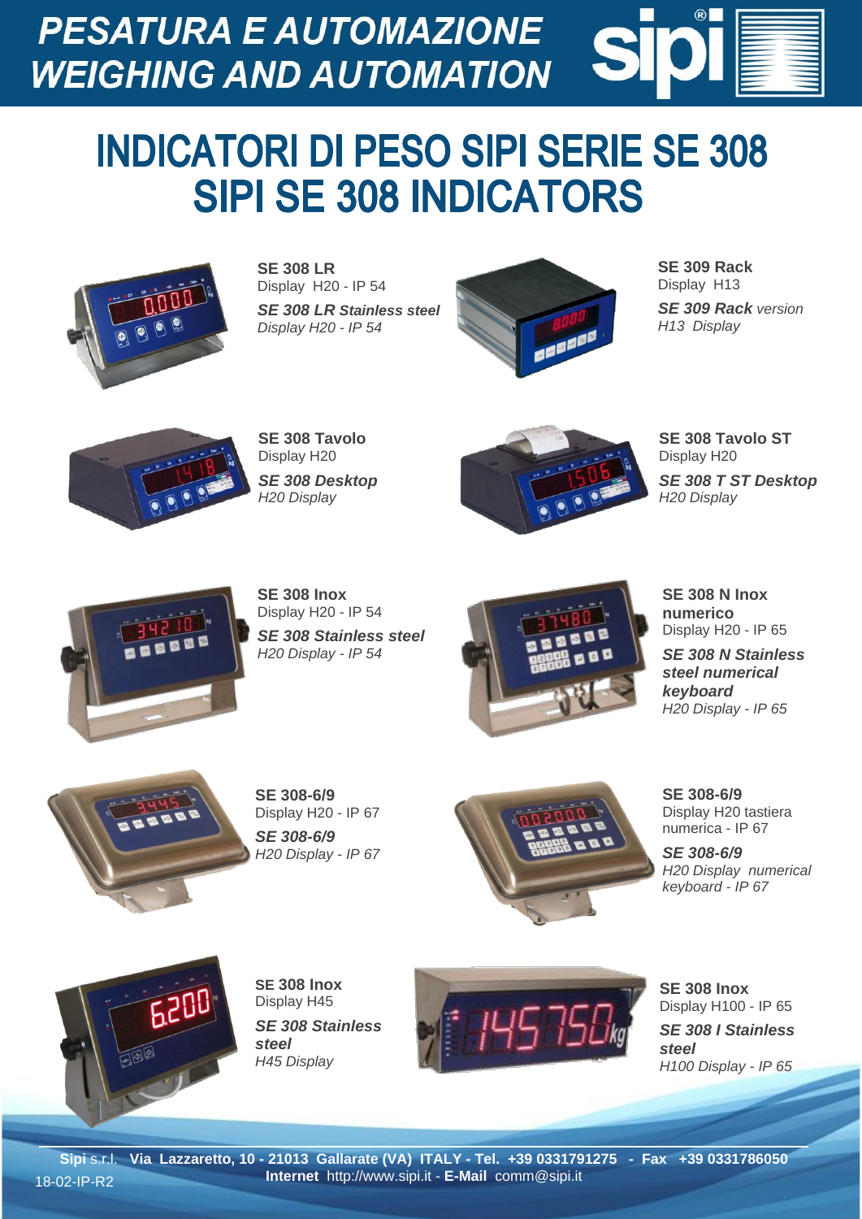# PESATURA E AUTOMAZIONE
# WEIGHING AND AUTOMATION

sipi®

# INDICATORI DI PESO SIPI SERIE SE 308
# SIPI SE 308 INDICATORS

**SE 308 LR**
Display H20 - IP 54

***SE 308 LR** Stainless steel*
*Display H20 - IP 54*

**SE 309 Rack**
Display H13

***SE 309 Rack** version*
*H13 Display*

**SE 308 Tavolo**
Display H20

***SE 308 Desktop***
*H20 Display*

**SE 308 Tavolo ST**
Display H20

***SE 308 T ST Desktop***
*H20 Display*

**SE 308 Inox**
Display H20 - IP 54

***SE 308 Stainless steel***
*H20 Display - IP 54*

**SE 308 N Inox numerico**
Display H20 - IP 65

***SE 308 N Stainless steel numerical keyboard***
*H20 Display - IP 65*

**SE 308-6/9**
Display H20 - IP 67

***SE 308-6/9***
*H20 Display - IP 67*

**SE 308-6/9**
Display H20 tastiera numerica - IP 67

***SE 308-6/9***
*H20 Display numerical keyboard - IP 67*

**SE 308 Inox**
Display H45

***SE 308 Stainless steel***
*H45 Display*

**SE 308 Inox**
Display H100 - IP 65

***SE 308 I Stainless steel***
*H100 Display - IP 65*

**Sipi** s.r.l. **Via Lazzaretto, 10 - 21013 Gallarate (VA) ITALY - Tel. +39 0331791275 - Fax +39 0331786050**
**Internet** http://www.sipi.it - **E-Mail** comm@sipi.it

18-02-IP-R2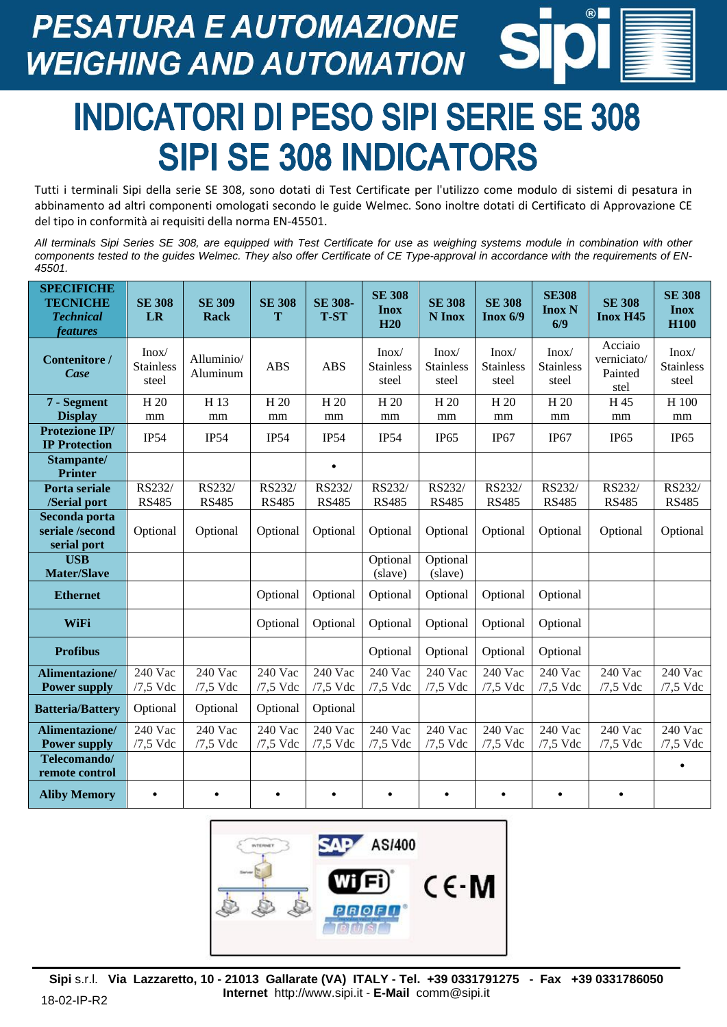# INDICATORI DI PESO SIPI SERIE SE 308
# SIPI SE 308 INDICATORS

Tutti i terminali Sipi della serie SE 308, sono dotati di Test Certificate per l'utilizzo come modulo di sistemi di pesatura in abbinamento ad altri componenti omologati secondo le guide Welmec. Sono inoltre dotati di Certificato di Approvazione CE del tipo in conformità ai requisiti della norma EN-45501.

*All terminals Sipi Series SE 308, are equipped with Test Certificate for use as weighing systems module in combination with other components tested to the guides Welmec. They also offer Certificate of CE Type-approval in accordance with the requirements of EN-45501.*

| **SPECIFICHE TECNICHE** *Technical features* | **SE 308 LR** | **SE 309 Rack** | **SE 308 T** | **SE 308-T-ST** | **SE 308 Inox H20** | **SE 308 N Inox** | **SE 308 Inox 6/9** | **SE308 Inox N 6/9** | **SE 308 Inox H45** | **SE 308 Inox H100** |
|---|---|---|---|---|---|---|---|---|---|---|
| **Contenitore /** *Case* | Inox/ Stainless steel | Alluminio/ Aluminum | ABS | ABS | Inox/ Stainless steel | Inox/ Stainless steel | Inox/ Stainless steel | Inox/ Stainless steel | Acciaio verniciato/ Painted stel | Inox/ Stainless steel |
| **7 - Segment Display** | H 20 mm | H 13 mm | H 20 mm | H 20 mm | H 20 mm | H 20 mm | H 20 mm | H 20 mm | H 45 mm | H 100 mm |
| **Protezione IP/ IP Protection** | IP54 | IP54 | IP54 | IP54 | IP54 | IP65 | IP67 | IP67 | IP65 | IP65 |
| **Stampante/ Printer** | | | | • | | | | | | |
| **Porta seriale /Serial port** | RS232/ RS485 | RS232/ RS485 | RS232/ RS485 | RS232/ RS485 | RS232/ RS485 | RS232/ RS485 | RS232/ RS485 | RS232/ RS485 | RS232/ RS485 | RS232/ RS485 |
| **Seconda porta seriale /second serial port** | Optional | Optional | Optional | Optional | Optional | Optional | Optional | Optional | Optional | Optional |
| **USB Mater/Slave** | | | | | Optional (slave) | Optional (slave) | | | | |
| **Ethernet** | | | Optional | Optional | Optional | Optional | Optional | Optional | | |
| **WiFi** | | | Optional | Optional | Optional | Optional | Optional | Optional | | |
| **Profibus** | | | | | Optional | Optional | Optional | Optional | | |
| **Alimentazione/ Power supply** | 240 Vac /7,5 Vdc | 240 Vac /7,5 Vdc | 240 Vac /7,5 Vdc | 240 Vac /7,5 Vdc | 240 Vac /7,5 Vdc | 240 Vac /7,5 Vdc | 240 Vac /7,5 Vdc | 240 Vac /7,5 Vdc | 240 Vac /7,5 Vdc | 240 Vac /7,5 Vdc |
| **Batteria/Battery** | Optional | Optional | Optional | Optional | | | | | | |
| **Alimentazione/ Power supply** | 240 Vac /7,5 Vdc | 240 Vac /7,5 Vdc | 240 Vac /7,5 Vdc | 240 Vac /7,5 Vdc | 240 Vac /7,5 Vdc | 240 Vac /7,5 Vdc | 240 Vac /7,5 Vdc | 240 Vac /7,5 Vdc | 240 Vac /7,5 Vdc | 240 Vac /7,5 Vdc |
| **Telecomando/ remote control** | | | | | | | | | | • |
| **Aliby Memory** | • | • | • | • | • | • | • | • | • | |

**Sipi** s.r.l. **Via Lazzaretto, 10 - 21013 Gallarate (VA) ITALY - Tel. +39 0331791275 - Fax +39 0331786050**
**Internet** http://www.sipi.it - **E-Mail** comm@sipi.it

18-02-IP-R2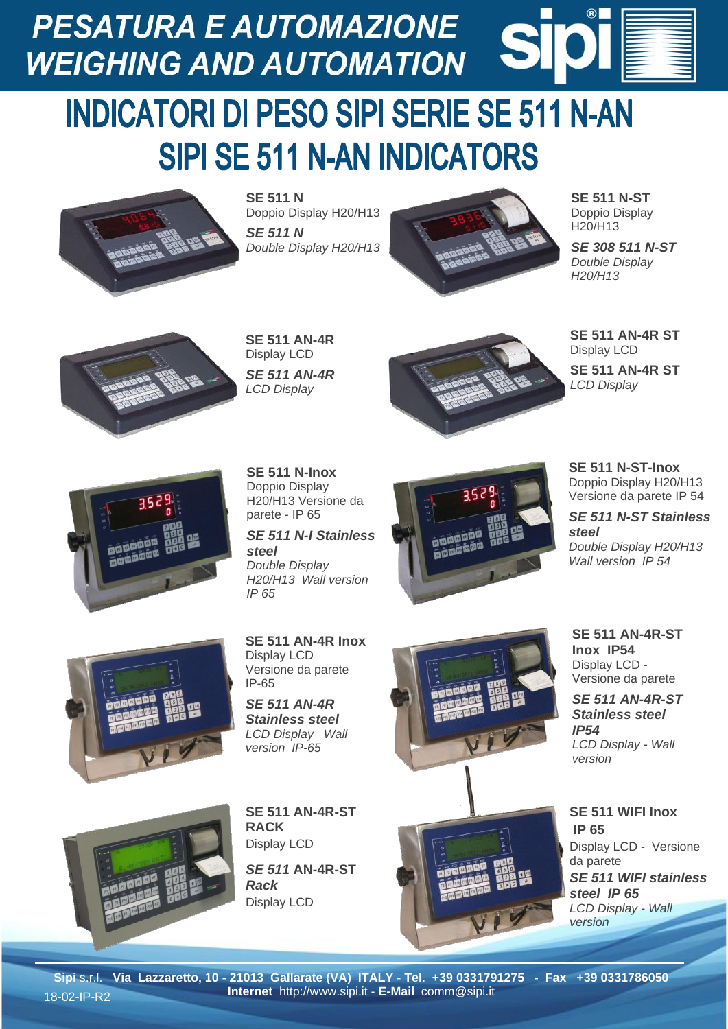PESATURA E AUTOMAZIONE
WEIGHING AND AUTOMATION

# INDICATORI DI PESO SIPI SERIE SE 511 N-AN
# SIPI SE 511 N-AN INDICATORS

**SE 511 N**
Doppio Display H20/H13

***SE 511 N***
*Double Display H20/H13*

**SE 511 N-ST**
Doppio Display H20/H13

***SE 308 511 N-ST***
*Double Display H20/H13*

**SE 511 AN-4R**
Display LCD

***SE 511 AN-4R***
*LCD Display*

**SE 511 AN-4R ST**
Display LCD

**SE 511 AN-4R ST**
*LCD Display*

**SE 511 N-Inox**
Doppio Display H20/H13 Versione da parete - IP 65

***SE 511 N-I Stainless steel***
*Double Display H20/H13 Wall version IP 65*

**SE 511 N-ST-Inox**
Doppio Display H20/H13 Versione da parete IP 54

***SE 511 N-ST Stainless steel***
*Double Display H20/H13 Wall version IP 54*

**SE 511 AN-4R Inox**
Display LCD Versione da parete IP-65

***SE 511 AN-4R Stainless steel***
*LCD Display Wall version IP-65*

**SE 511 AN-4R-ST Inox IP54**
Display LCD - Versione da parete

***SE 511 AN-4R-ST Stainless steel IP54***
*LCD Display - Wall version*

**SE 511 AN-4R-ST RACK**
Display LCD

***SE 511 AN-4R-ST Rack***
Display LCD

**SE 511 WIFI Inox IP 65**
Display LCD - Versione da parete

***SE 511 WIFI stainless steel IP 65***
*LCD Display - Wall version*

**Sipi** s.r.l. **Via Lazzaretto, 10 - 21013 Gallarate (VA) ITALY - Tel. +39 0331791275 - Fax +39 0331786050**
**Internet** http://www.sipi.it - **E-Mail** comm@sipi.it

18-02-IP-R2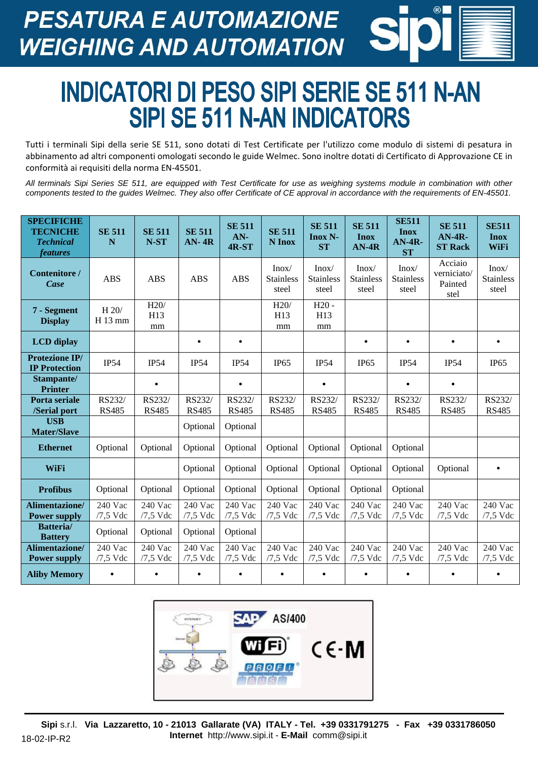# INDICATORI DI PESO SIPI SERIE SE 511 N-AN
# SIPI SE 511 N-AN INDICATORS

Tutti i terminali Sipi della serie SE 511, sono dotati di Test Certificate per l'utilizzo come modulo di sistemi di pesatura in abbinamento ad altri componenti omologati secondo le guide Welmec. Sono inoltre dotati di Certificato di Approvazione CE in conformità ai requisiti della norma EN-45501.

*All terminals Sipi Series SE 511, are equipped with Test Certificate for use as weighing systems module in combination with other components tested to the guides Welmec. They also offer Certificate of CE approval in accordance with the requirements of EN-45501.*

| **SPECIFICHE TECNICHE** ***Technical features*** | **SE 511 N** | **SE 511 N-ST** | **SE 511 AN- 4R** | **SE 511 AN-4R-ST** | **SE 511 N Inox** | **SE 511 Inox N-ST** | **SE 511 Inox AN-4R** | **SE511 Inox AN-4R-ST** | **SE 511 AN-4R-ST Rack** | **SE511 Inox WiFi** |
|---|---|---|---|---|---|---|---|---|---|---|
| **Contenitore /** ***Case*** | ABS | ABS | ABS | ABS | Inox/ Stainless steel | Inox/ Stainless steel | Inox/ Stainless steel | Inox/ Stainless steel | Acciaio verniciato/ Painted stel | Inox/ Stainless steel |
| **7 - Segment Display** | H 20/ H 13 mm | H20/ H13 mm | | | H20/ H13 mm | H20 - H13 mm | | | | |
| **LCD diplay** | | | • | • | | | • | • | • | • |
| **Protezione IP/ IP Protection** | IP54 | IP54 | IP54 | IP54 | IP65 | IP54 | IP65 | IP54 | IP54 | IP65 |
| **Stampante/ Printer** | | • | | • | | • | | • | • | |
| **Porta seriale /Serial port** | RS232/ RS485 | RS232/ RS485 | RS232/ RS485 | RS232/ RS485 | RS232/ RS485 | RS232/ RS485 | RS232/ RS485 | RS232/ RS485 | RS232/ RS485 | RS232/ RS485 |
| **USB Mater/Slave** | | | Optional | Optional | | | | | | |
| **Ethernet** | Optional | Optional | Optional | Optional | Optional | Optional | Optional | Optional | | |
| **WiFi** | | | Optional | Optional | Optional | Optional | Optional | Optional | Optional | • |
| **Profibus** | Optional | Optional | Optional | Optional | Optional | Optional | Optional | Optional | | |
| **Alimentazione/ Power supply** | 240 Vac /7,5 Vdc | 240 Vac /7,5 Vdc | 240 Vac /7,5 Vdc | 240 Vac /7,5 Vdc | 240 Vac /7,5 Vdc | 240 Vac /7,5 Vdc | 240 Vac /7,5 Vdc | 240 Vac /7,5 Vdc | 240 Vac /7,5 Vdc | 240 Vac /7,5 Vdc |
| **Batteria/ Battery** | Optional | Optional | Optional | Optional | | | | | | |
| **Alimentazione/ Power supply** | 240 Vac /7,5 Vdc | 240 Vac /7,5 Vdc | 240 Vac /7,5 Vdc | 240 Vac /7,5 Vdc | 240 Vac /7,5 Vdc | 240 Vac /7,5 Vdc | 240 Vac /7,5 Vdc | 240 Vac /7,5 Vdc | 240 Vac /7,5 Vdc | 240 Vac /7,5 Vdc |
| **Aliby Memory** | • | • | • | • | • | • | • | • | • | • |

**Sipi** s.r.l. **Via Lazzaretto, 10 - 21013 Gallarate (VA) ITALY - Tel. +39 0331791275 - Fax +39 0331786050**
**Internet** http://www.sipi.it - **E-Mail** comm@sipi.it

18-02-IP-R2